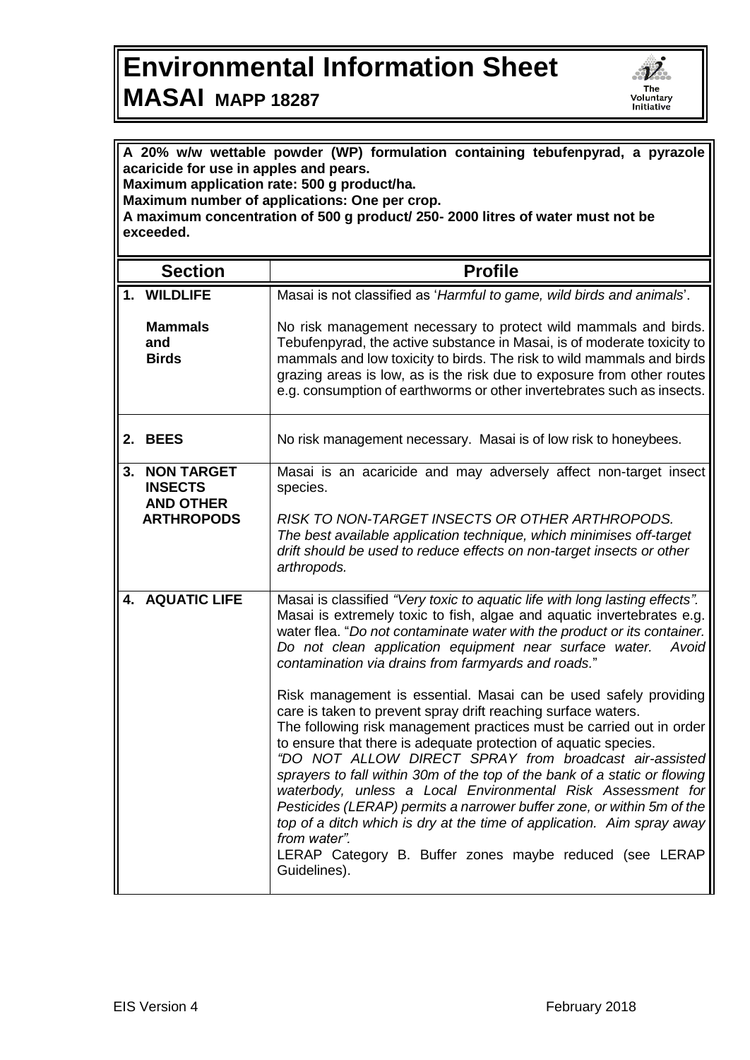# Environmental Information Sheet

## MASAI MAPP 18287

**A 20% w/w wettable powder (WP) formulation containing tebufenpyrad, a pyrazole acaricide for use in apples and pears.**
**Maximum application rate: 500 g product/ha.**
**Maximum number of applications: One per crop.**
**A maximum concentration of 500 g product/ 250- 2000 litres of water must not be exceeded.**

| Section | Profile |
|---|---|
| **1. WILDLIFE**<br><br>**Mammals and Birds** | Masai is not classified as '*Harmful to game, wild birds and animals*'.<br><br>No risk management necessary to protect wild mammals and birds. Tebufenpyrad, the active substance in Masai, is of moderate toxicity to mammals and low toxicity to birds. The risk to wild mammals and birds grazing areas is low, as is the risk due to exposure from other routes e.g. consumption of earthworms or other invertebrates such as insects. |
| **2. BEES** | No risk management necessary. Masai is of low risk to honeybees. |
| **3. NON TARGET INSECTS AND OTHER ARTHROPODS** | Masai is an acaricide and may adversely affect non-target insect species.<br><br>*RISK TO NON-TARGET INSECTS OR OTHER ARTHROPODS. The best available application technique, which minimises off-target drift should be used to reduce effects on non-target insects or other arthropods.* |
| **4. AQUATIC LIFE** | Masai is classified *"Very toxic to aquatic life with long lasting effects".* Masai is extremely toxic to fish, algae and aquatic invertebrates e.g. water flea. "*Do not contaminate water with the product or its container. Do not clean application equipment near surface water. Avoid contamination via drains from farmyards and roads.*"<br><br>Risk management is essential. Masai can be used safely providing care is taken to prevent spray drift reaching surface waters.<br>The following risk management practices must be carried out in order to ensure that there is adequate protection of aquatic species.<br>*"DO NOT ALLOW DIRECT SPRAY from broadcast air-assisted sprayers to fall within 30m of the top of the bank of a static or flowing waterbody, unless a Local Environmental Risk Assessment for Pesticides (LERAP) permits a narrower buffer zone, or within 5m of the top of a ditch which is dry at the time of application. Aim spray away from water".*<br>LERAP Category B. Buffer zones maybe reduced (see LERAP Guidelines). |

EIS Version 4 February 2018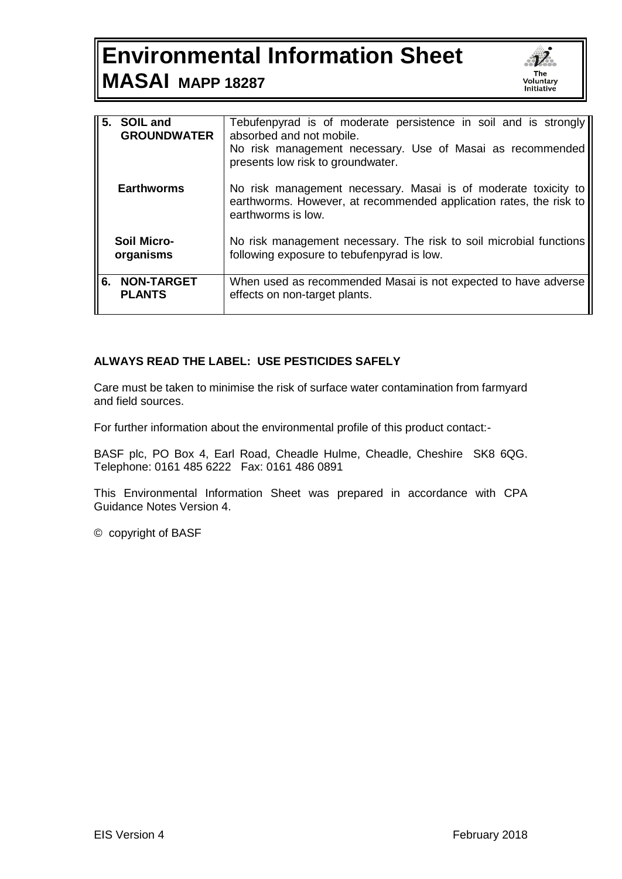# Environmental Information Sheet
## MASAI MAPP 18287

| | |
|---|---|
| **5. SOIL and GROUNDWATER** | Tebufenpyrad is of moderate persistence in soil and is strongly absorbed and not mobile. No risk management necessary. Use of Masai as recommended presents low risk to groundwater. |
| **Earthworms** | No risk management necessary. Masai is of moderate toxicity to earthworms. However, at recommended application rates, the risk to earthworms is low. |
| **Soil Micro-organisms** | No risk management necessary. The risk to soil microbial functions following exposure to tebufenpyrad is low. |
| **6. NON-TARGET PLANTS** | When used as recommended Masai is not expected to have adverse effects on non-target plants. |

**ALWAYS READ THE LABEL: USE PESTICIDES SAFELY**

Care must be taken to minimise the risk of surface water contamination from farmyard and field sources.

For further information about the environmental profile of this product contact:-

BASF plc, PO Box 4, Earl Road, Cheadle Hulme, Cheadle, Cheshire SK8 6QG. Telephone: 0161 485 6222 Fax: 0161 486 0891

This Environmental Information Sheet was prepared in accordance with CPA Guidance Notes Version 4.

© copyright of BASF

EIS Version 4 February 2018